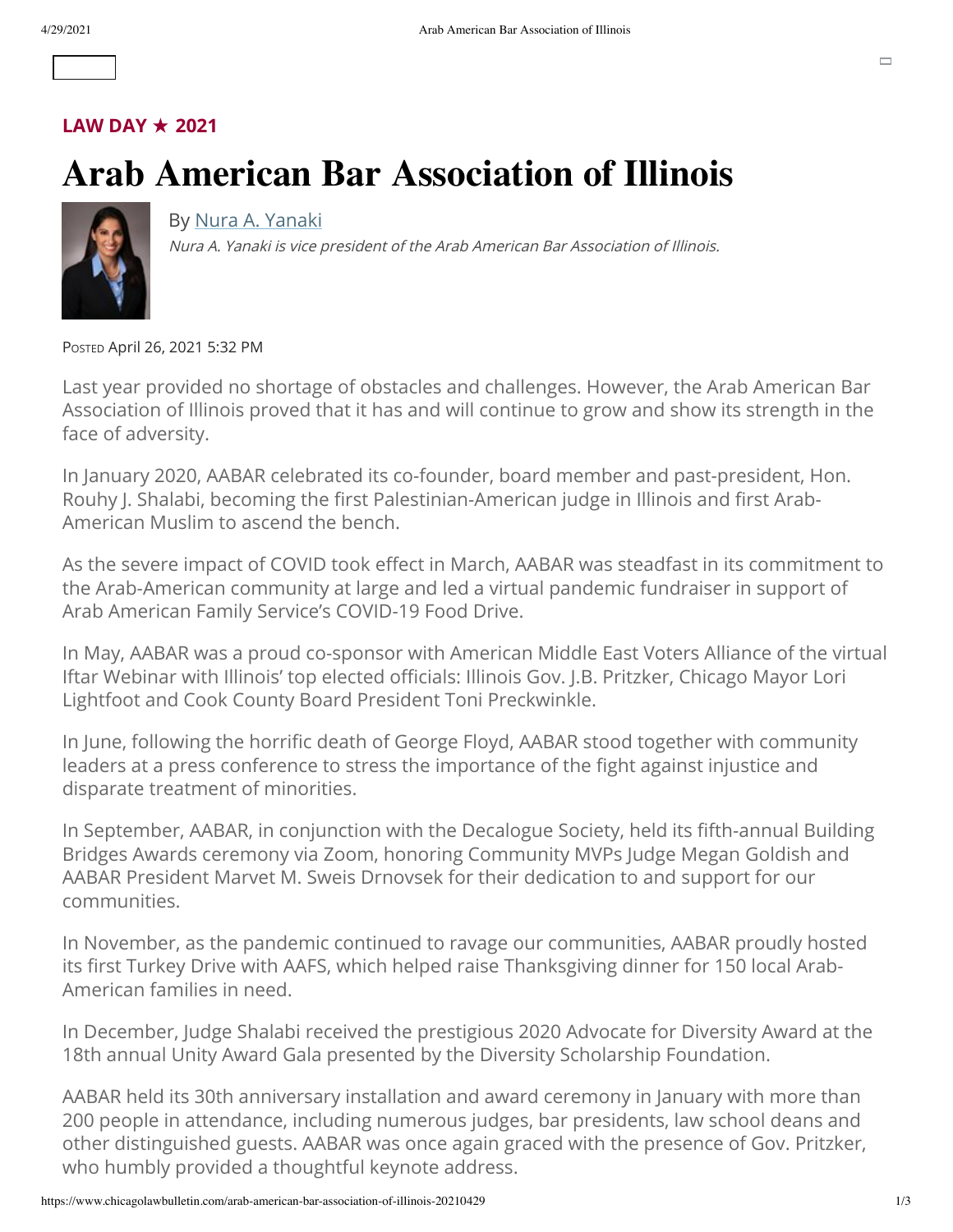**LAW DAY ★ 2021**

# Arab American Bar Association of Illinois

By Nura A. Yanaki

*Nura A. Yanaki is vice president of the Arab American Bar Association of Illinois.*

Posted April 26, 2021 5:32 PM

Last year provided no shortage of obstacles and challenges. However, the Arab American Bar Association of Illinois proved that it has and will continue to grow and show its strength in the face of adversity.

In January 2020, AABAR celebrated its co-founder, board member and past-president, Hon. Rouhy J. Shalabi, becoming the first Palestinian-American judge in Illinois and first Arab-American Muslim to ascend the bench.

As the severe impact of COVID took effect in March, AABAR was steadfast in its commitment to the Arab-American community at large and led a virtual pandemic fundraiser in support of Arab American Family Service's COVID-19 Food Drive.

In May, AABAR was a proud co-sponsor with American Middle East Voters Alliance of the virtual Iftar Webinar with Illinois' top elected officials: Illinois Gov. J.B. Pritzker, Chicago Mayor Lori Lightfoot and Cook County Board President Toni Preckwinkle.

In June, following the horrific death of George Floyd, AABAR stood together with community leaders at a press conference to stress the importance of the fight against injustice and disparate treatment of minorities.

In September, AABAR, in conjunction with the Decalogue Society, held its fifth-annual Building Bridges Awards ceremony via Zoom, honoring Community MVPs Judge Megan Goldish and AABAR President Marvet M. Sweis Drnovsek for their dedication to and support for our communities.

In November, as the pandemic continued to ravage our communities, AABAR proudly hosted its first Turkey Drive with AAFS, which helped raise Thanksgiving dinner for 150 local Arab-American families in need.

In December, Judge Shalabi received the prestigious 2020 Advocate for Diversity Award at the 18th annual Unity Award Gala presented by the Diversity Scholarship Foundation.

AABAR held its 30th anniversary installation and award ceremony in January with more than 200 people in attendance, including numerous judges, bar presidents, law school deans and other distinguished guests. AABAR was once again graced with the presence of Gov. Pritzker, who humbly provided a thoughtful keynote address.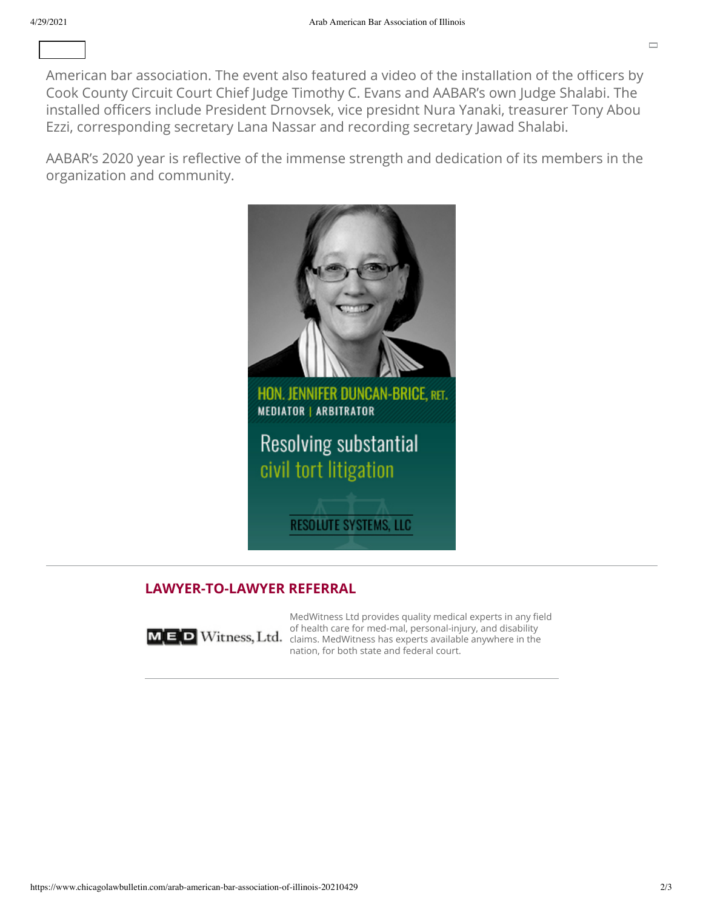American bar association. The event also featured a video of the installation of the officers by Cook County Circuit Court Chief Judge Timothy C. Evans and AABAR's own Judge Shalabi. The installed officers include President Drnovsek, vice presidnt Nura Yanaki, treasurer Tony Abou Ezzi, corresponding secretary Lana Nassar and recording secretary Jawad Shalabi.

AABAR's 2020 year is reflective of the immense strength and dedication of its members in the organization and community.

HON. JENNIFER DUNCAN-BRICE, RET.
MEDIATOR | ARBITRATOR

Resolving substantial civil tort litigation

RESOLUTE SYSTEMS, LLC

## LAWYER-TO-LAWYER REFERRAL

MED Witness, Ltd.

MedWitness Ltd provides quality medical experts in any field of health care for med-mal, personal-injury, and disability claims. MedWitness has experts available anywhere in the nation, for both state and federal court.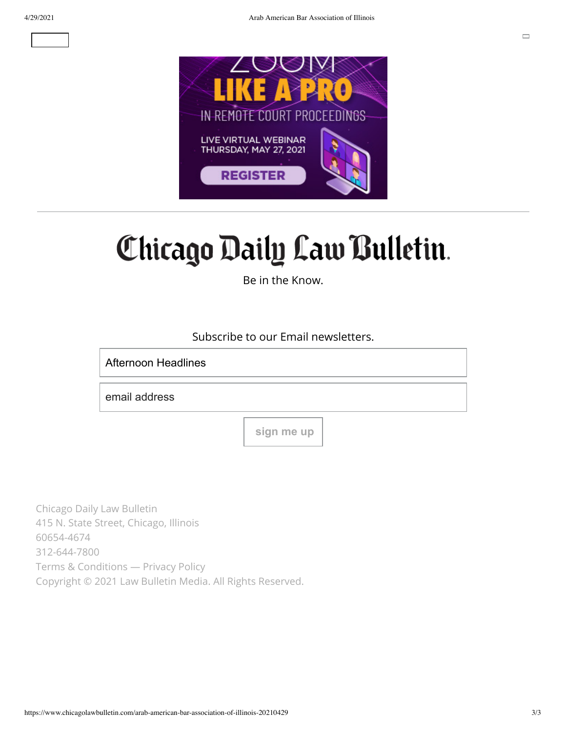ZOOM LIKE A PRO

IN REMOTE COURT PROCEEDINGS

LIVE VIRTUAL WEBINAR
THURSDAY, MAY 27, 2021

REGISTER

---

# Chicago Daily Law Bulletin.

Be in the Know.

Subscribe to our Email newsletters.

Afternoon Headlines

email address

sign me up

Chicago Daily Law Bulletin
415 N. State Street, Chicago, Illinois
60654-4674
312-644-7800
Terms & Conditions — Privacy Policy
Copyright © 2021 Law Bulletin Media. All Rights Reserved.